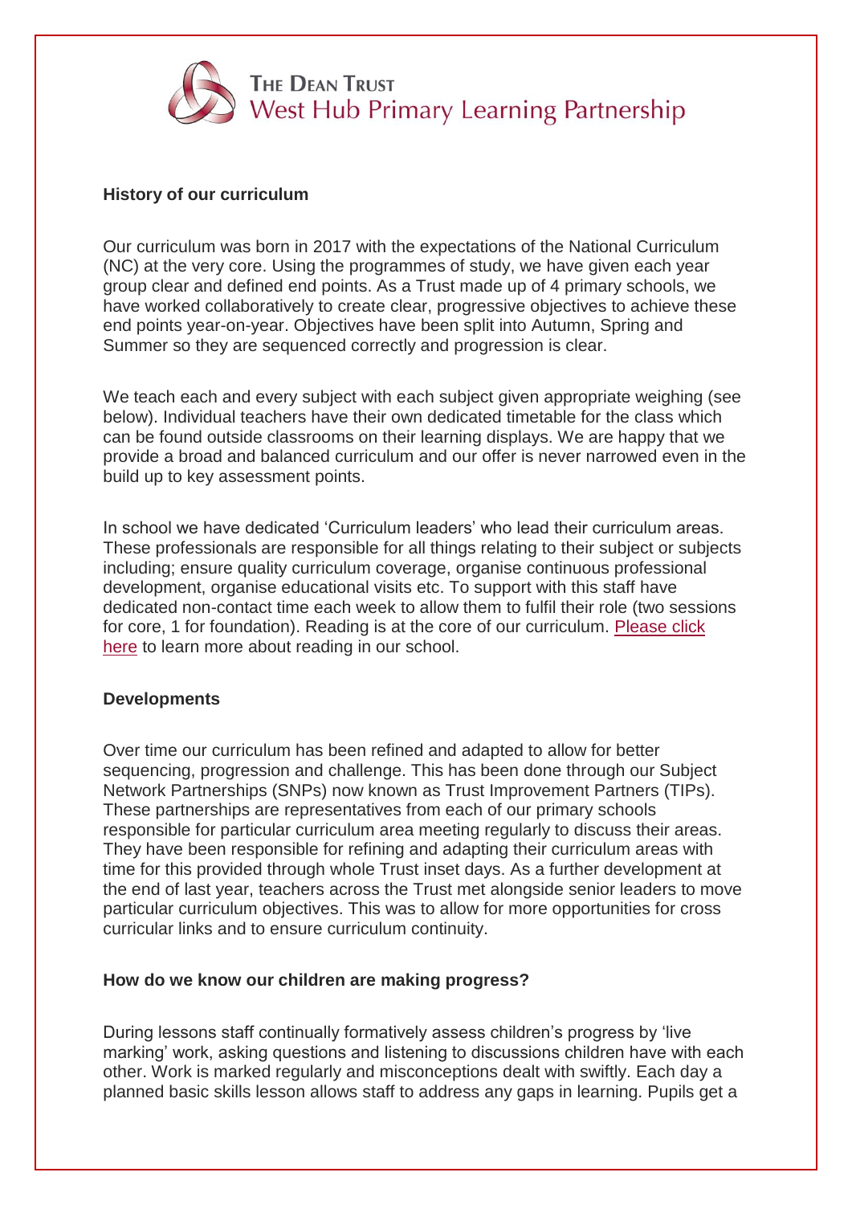THE DEAN TRUST
West Hub Primary Learning Partnership

**History of our curriculum**

Our curriculum was born in 2017 with the expectations of the National Curriculum (NC) at the very core. Using the programmes of study, we have given each year group clear and defined end points. As a Trust made up of 4 primary schools, we have worked collaboratively to create clear, progressive objectives to achieve these end points year-on-year. Objectives have been split into Autumn, Spring and Summer so they are sequenced correctly and progression is clear.

We teach each and every subject with each subject given appropriate weighing (see below). Individual teachers have their own dedicated timetable for the class which can be found outside classrooms on their learning displays. We are happy that we provide a broad and balanced curriculum and our offer is never narrowed even in the build up to key assessment points.

In school we have dedicated 'Curriculum leaders' who lead their curriculum areas. These professionals are responsible for all things relating to their subject or subjects including; ensure quality curriculum coverage, organise continuous professional development, organise educational visits etc. To support with this staff have dedicated non-contact time each week to allow them to fulfil their role (two sessions for core, 1 for foundation). Reading is at the core of our curriculum. Please click here to learn more about reading in our school.

**Developments**

Over time our curriculum has been refined and adapted to allow for better sequencing, progression and challenge. This has been done through our Subject Network Partnerships (SNPs) now known as Trust Improvement Partners (TIPs). These partnerships are representatives from each of our primary schools responsible for particular curriculum area meeting regularly to discuss their areas. They have been responsible for refining and adapting their curriculum areas with time for this provided through whole Trust inset days. As a further development at the end of last year, teachers across the Trust met alongside senior leaders to move particular curriculum objectives. This was to allow for more opportunities for cross curricular links and to ensure curriculum continuity.

**How do we know our children are making progress?**

During lessons staff continually formatively assess children's progress by 'live marking' work, asking questions and listening to discussions children have with each other. Work is marked regularly and misconceptions dealt with swiftly. Each day a planned basic skills lesson allows staff to address any gaps in learning. Pupils get a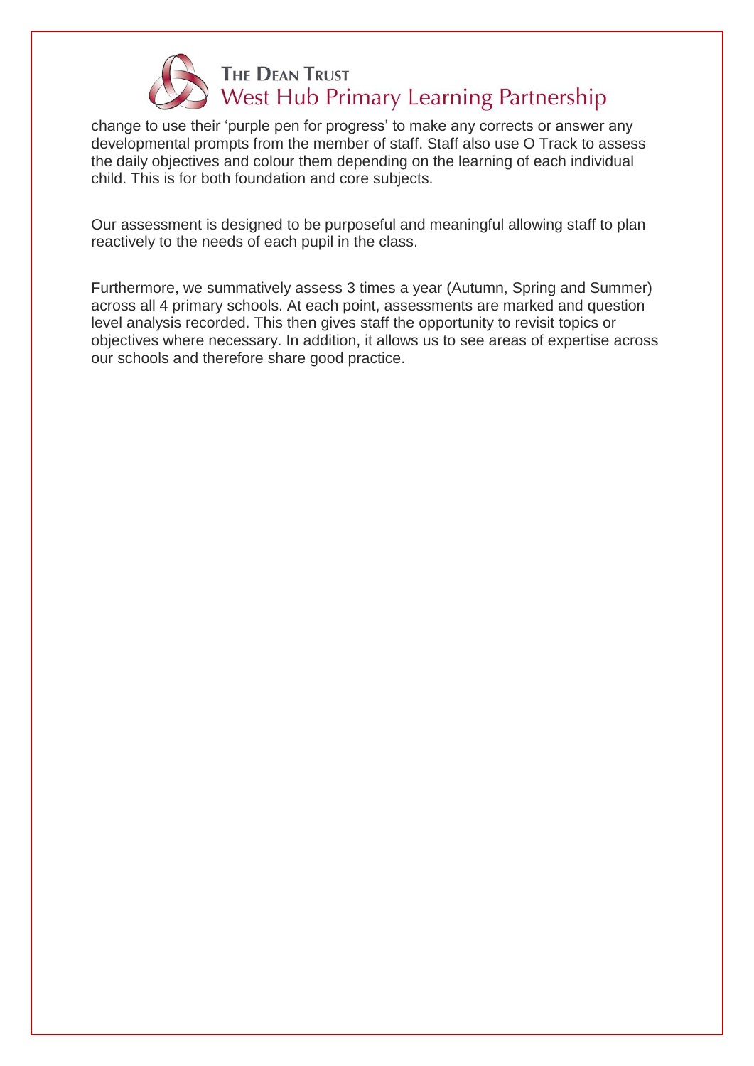change to use their 'purple pen for progress' to make any corrects or answer any developmental prompts from the member of staff. Staff also use O Track to assess the daily objectives and colour them depending on the learning of each individual child. This is for both foundation and core subjects.

Our assessment is designed to be purposeful and meaningful allowing staff to plan reactively to the needs of each pupil in the class.

Furthermore, we summatively assess 3 times a year (Autumn, Spring and Summer) across all 4 primary schools. At each point, assessments are marked and question level analysis recorded. This then gives staff the opportunity to revisit topics or objectives where necessary. In addition, it allows us to see areas of expertise across our schools and therefore share good practice.